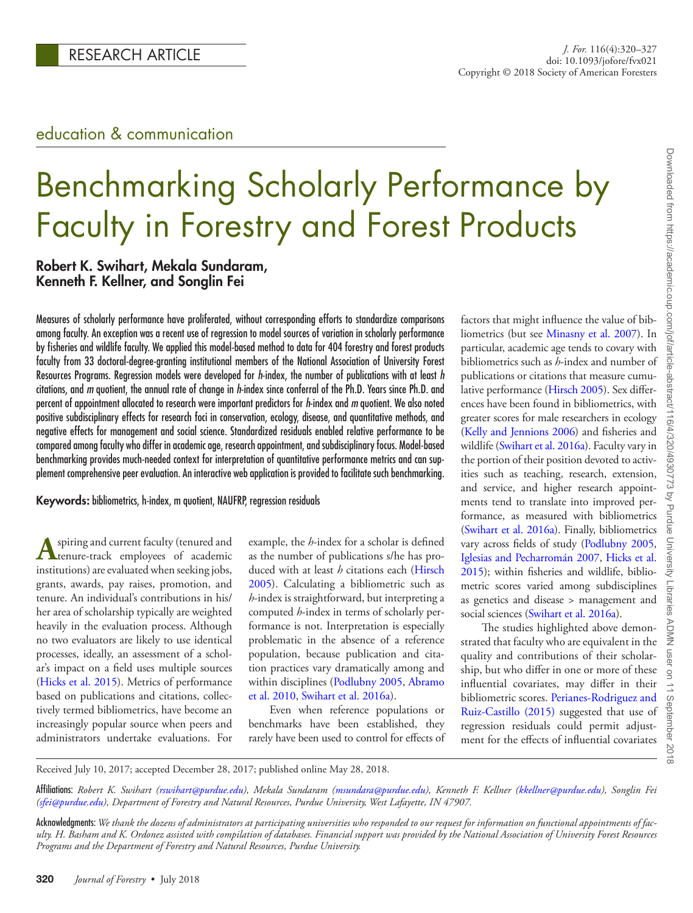RESEARCH ARTICLE

education & communication

# Benchmarking Scholarly Performance by Faculty in Forestry and Forest Products

**Robert K. Swihart, Mekala Sundaram, Kenneth F. Kellner, and Songlin Fei**

Measures of scholarly performance have proliferated, without corresponding efforts to standardize comparisons among faculty. An exception was a recent use of regression to model sources of variation in scholarly performance by fisheries and wildlife faculty. We applied this model-based method to data for 404 forestry and forest products faculty from 33 doctoral-degree-granting institutional members of the National Association of University Forest Resources Programs. Regression models were developed for *h*-index, the number of publications with at least *h* citations, and *m* quotient, the annual rate of change in *h*-index since conferral of the Ph.D. Years since Ph.D. and percent of appointment allocated to research were important predictors for *h*-index and *m* quotient. We also noted positive subdisciplinary effects for research foci in conservation, ecology, disease, and quantitative methods, and negative effects for management and social science. Standardized residuals enabled relative performance to be compared among faculty who differ in academic age, research appointment, and subdisciplinary focus. Model-based benchmarking provides much-needed context for interpretation of quantitative performance metrics and can supplement comprehensive peer evaluation. An interactive web application is provided to facilitate such benchmarking.

**Keywords:** bibliometrics, h-index, m quotient, NAUFRP, regression residuals

Aspiring and current faculty (tenured and tenure-track employees of academic institutions) are evaluated when seeking jobs, grants, awards, pay raises, promotion, and tenure. An individual's contributions in his/her area of scholarship typically are weighted heavily in the evaluation process. Although no two evaluators are likely to use identical processes, ideally, an assessment of a scholar's impact on a field uses multiple sources (Hicks et al. 2015). Metrics of performance based on publications and citations, collectively termed bibliometrics, have become an increasingly popular source when peers and administrators undertake evaluations. For example, the *h*-index for a scholar is defined as the number of publications s/he has produced with at least *h* citations each (Hirsch 2005). Calculating a bibliometric such as *h*-index is straightforward, but interpreting a computed *h*-index in terms of scholarly performance is not. Interpretation is especially problematic in the absence of a reference population, because publication and citation practices vary dramatically among and within disciplines (Podlubny 2005, Abramo et al. 2010, Swihart et al. 2016a).

Even when reference populations or benchmarks have been established, they rarely have been used to control for effects of factors that might influence the value of bibliometrics (but see Minasny et al. 2007). In particular, academic age tends to covary with bibliometrics such as *h*-index and number of publications or citations that measure cumulative performance (Hirsch 2005). Sex differences have been found in bibliometrics, with greater scores for male researchers in ecology (Kelly and Jennions 2006) and fisheries and wildlife (Swihart et al. 2016a). Faculty vary in the portion of their position devoted to activities such as teaching, research, extension, and service, and higher research appointments tend to translate into improved performance, as measured with bibliometrics (Swihart et al. 2016a). Finally, bibliometrics vary across fields of study (Podlubny 2005, Iglesias and Pecharromán 2007, Hicks et al. 2015); within fisheries and wildlife, bibliometric scores varied among subdisciplines as genetics and disease > management and social sciences (Swihart et al. 2016a).

The studies highlighted above demonstrated that faculty who are equivalent in the quality and contributions of their scholarship, but who differ in one or more of these influential covariates, may differ in their bibliometric scores. Perianes-Rodriguez and Ruiz-Castillo (2015) suggested that use of regression residuals could permit adjustment for the effects of influential covariates

Received July 10, 2017; accepted December 28, 2017; published online May 28, 2018.

**Affiliations:** *Robert K. Swihart (rswihart@purdue.edu), Mekala Sundaram (msundara@purdue.edu), Kenneth F. Kellner (kkellner@purdue.edu), Songlin Fei (sfei@purdue.edu), Department of Forestry and Natural Resources, Purdue University, West Lafayette, IN 47907.*

**Acknowledgments:** *We thank the dozens of administrators at participating universities who responded to our request for information on functional appointments of faculty. H. Basham and K. Ordonez assisted with compilation of databases. Financial support was provided by the National Association of University Forest Resources Programs and the Department of Forestry and Natural Resources, Purdue University.*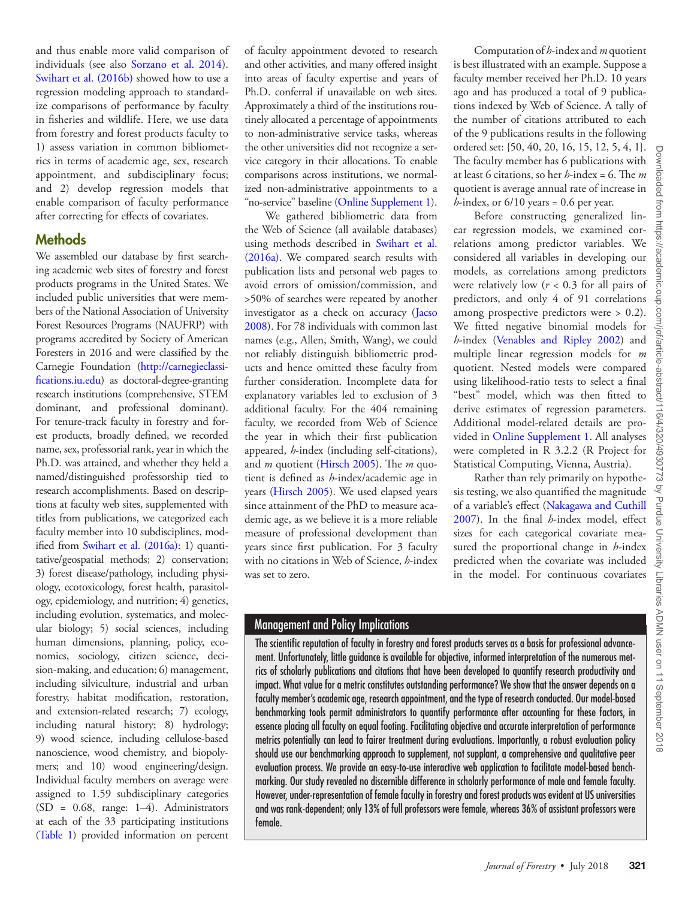and thus enable more valid comparison of individuals (see also Sorzano et al. 2014). Swihart et al. (2016b) showed how to use a regression modeling approach to standardize comparisons of performance by faculty in fisheries and wildlife. Here, we use data from forestry and forest products faculty to 1) assess variation in common bibliometrics in terms of academic age, sex, research appointment, and subdisciplinary focus; and 2) develop regression models that enable comparison of faculty performance after correcting for effects of covariates.

## Methods

We assembled our database by first searching academic web sites of forestry and forest products programs in the United States. We included public universities that were members of the National Association of University Forest Resources Programs (NAUFRP) with programs accredited by Society of American Foresters in 2016 and were classified by the Carnegie Foundation (http://carnegieclassifications.iu.edu) as doctoral-degree-granting research institutions (comprehensive, STEM dominant, and professional dominant). For tenure-track faculty in forestry and forest products, broadly defined, we recorded name, sex, professorial rank, year in which the Ph.D. was attained, and whether they held a named/distinguished professorship tied to research accomplishments. Based on descriptions at faculty web sites, supplemented with titles from publications, we categorized each faculty member into 10 subdisciplines, modified from Swihart et al. (2016a): 1) quantitative/geospatial methods; 2) conservation; 3) forest disease/pathology, including physiology, ecotoxicology, forest health, parasitology, epidemiology, and nutrition; 4) genetics, including evolution, systematics, and molecular biology; 5) social sciences, including human dimensions, planning, policy, economics, sociology, citizen science, decision-making, and education; 6) management, including silviculture, industrial and urban forestry, habitat modification, restoration, and extension-related research; 7) ecology, including natural history; 8) hydrology; 9) wood science, including cellulose-based nanoscience, wood chemistry, and biopolymers; and 10) wood engineering/design. Individual faculty members on average were assigned to 1.59 subdisciplinary categories (SD = 0.68, range: 1–4). Administrators at each of the 33 participating institutions (Table 1) provided information on percent of faculty appointment devoted to research and other activities, and many offered insight into areas of faculty expertise and years of Ph.D. conferral if unavailable on web sites. Approximately a third of the institutions routinely allocated a percentage of appointments to non-administrative service tasks, whereas the other universities did not recognize a service category in their allocations. To enable comparisons across institutions, we normalized non-administrative appointments to a "no-service" baseline (Online Supplement 1).

We gathered bibliometric data from the Web of Science (all available databases) using methods described in Swihart et al. (2016a). We compared search results with publication lists and personal web pages to avoid errors of omission/commission, and >50% of searches were repeated by another investigator as a check on accuracy (Jacso 2008). For 78 individuals with common last names (e.g., Allen, Smith, Wang), we could not reliably distinguish bibliometric products and hence omitted these faculty from further consideration. Incomplete data for explanatory variables led to exclusion of 3 additional faculty. For the 404 remaining faculty, we recorded from Web of Science the year in which their first publication appeared, *h*-index (including self-citations), and *m* quotient (Hirsch 2005). The *m* quotient is defined as *h*-index/academic age in years (Hirsch 2005). We used elapsed years since attainment of the PhD to measure academic age, as we believe it is a more reliable measure of professional development than years since first publication. For 3 faculty with no citations in Web of Science, *h*-index was set to zero.

Computation of *h*-index and *m* quotient is best illustrated with an example. Suppose a faculty member received her Ph.D. 10 years ago and has produced a total of 9 publications indexed by Web of Science. A tally of the number of citations attributed to each of the 9 publications results in the following ordered set: {50, 40, 20, 16, 15, 12, 5, 4, 1}. The faculty member has 6 publications with at least 6 citations, so her *h*-index = 6. The *m* quotient is average annual rate of increase in *h*-index, or 6/10 years = 0.6 per year.

Before constructing generalized linear regression models, we examined correlations among predictor variables. We considered all variables in developing our models, as correlations among predictors were relatively low ($r < 0.3$ for all pairs of predictors, and only 4 of 91 correlations among prospective predictors were > 0.2). We fitted negative binomial models for *h*-index (Venables and Ripley 2002) and multiple linear regression models for *m* quotient. Nested models were compared using likelihood-ratio tests to select a final "best" model, which was then fitted to derive estimates of regression parameters. Additional model-related details are provided in Online Supplement 1. All analyses were completed in R 3.2.2 (R Project for Statistical Computing, Vienna, Austria).

Rather than rely primarily on hypothesis testing, we also quantified the magnitude of a variable's effect (Nakagawa and Cuthill 2007). In the final *h*-index model, effect sizes for each categorical covariate measured the proportional change in *h*-index predicted when the covariate was included in the model. For continuous covariates

### Management and Policy Implications

The scientific reputation of faculty in forestry and forest products serves as a basis for professional advancement. Unfortunately, little guidance is available for objective, informed interpretation of the numerous metrics of scholarly publications and citations that have been developed to quantify research productivity and impact. What value for a metric constitutes outstanding performance? We show that the answer depends on a faculty member's academic age, research appointment, and the type of research conducted. Our model-based benchmarking tools permit administrators to quantify performance after accounting for these factors, in essence placing all faculty on equal footing. Facilitating objective and accurate interpretation of performance metrics potentially can lead to fairer treatment during evaluations. Importantly, a robust evaluation policy should use our benchmarking approach to supplement, not supplant, a comprehensive and qualitative peer evaluation process. We provide an easy-to-use interactive web application to facilitate model-based benchmarking. Our study revealed no discernible difference in scholarly performance of male and female faculty. However, under-representation of female faculty in forestry and forest products was evident at US universities and was rank-dependent; only 13% of full professors were female, whereas 36% of assistant professors were female.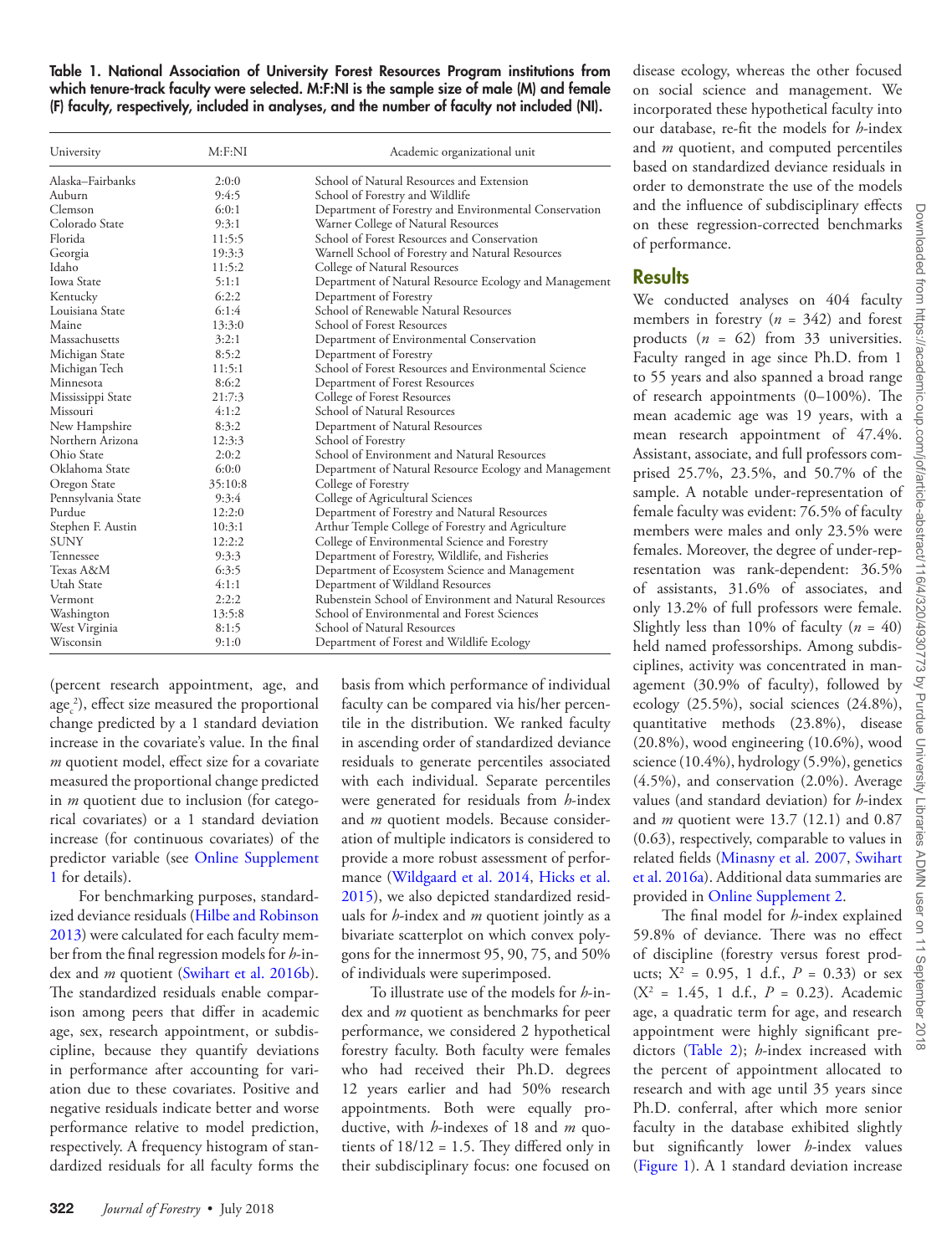**Table 1. National Association of University Forest Resources Program institutions from which tenure-track faculty were selected. M:F:NI is the sample size of male (M) and female (F) faculty, respectively, included in analyses, and the number of faculty not included (NI).**

| University | M:F:NI | Academic organizational unit |
|---|---|---|
| Alaska–Fairbanks | 2:0:0 | School of Natural Resources and Extension |
| Auburn | 9:4:5 | School of Forestry and Wildlife |
| Clemson | 6:0:1 | Department of Forestry and Environmental Conservation |
| Colorado State | 9:3:1 | Warner College of Natural Resources |
| Florida | 11:5:5 | School of Forest Resources and Conservation |
| Georgia | 19:3:3 | Warnell School of Forestry and Natural Resources |
| Idaho | 11:5:2 | College of Natural Resources |
| Iowa State | 5:1:1 | Department of Natural Resource Ecology and Management |
| Kentucky | 6:2:2 | Department of Forestry |
| Louisiana State | 6:1:4 | School of Renewable Natural Resources |
| Maine | 13:3:0 | School of Forest Resources |
| Massachusetts | 3:2:1 | Department of Environmental Conservation |
| Michigan State | 8:5:2 | Department of Forestry |
| Michigan Tech | 11:5:1 | School of Forest Resources and Environmental Science |
| Minnesota | 8:6:2 | Department of Forest Resources |
| Mississippi State | 21:7:3 | College of Forest Resources |
| Missouri | 4:1:2 | School of Natural Resources |
| New Hampshire | 8:3:2 | Department of Natural Resources |
| Northern Arizona | 12:3:3 | School of Forestry |
| Ohio State | 2:0:2 | School of Environment and Natural Resources |
| Oklahoma State | 6:0:0 | Department of Natural Resource Ecology and Management |
| Oregon State | 35:10:8 | College of Forestry |
| Pennsylvania State | 9:3:4 | College of Agricultural Sciences |
| Purdue | 12:2:0 | Department of Forestry and Natural Resources |
| Stephen F. Austin | 10:3:1 | Arthur Temple College of Forestry and Agriculture |
| SUNY | 12:2:2 | College of Environmental Science and Forestry |
| Tennessee | 9:3:3 | Department of Forestry, Wildlife, and Fisheries |
| Texas A&M | 6:3:5 | Department of Ecosystem Science and Management |
| Utah State | 4:1:1 | Department of Wildland Resources |
| Vermont | 2:2:2 | Rubenstein School of Environment and Natural Resources |
| Washington | 13:5:8 | School of Environmental and Forest Sciences |
| West Virginia | 8:1:5 | School of Natural Resources |
| Wisconsin | 9:1:0 | Department of Forest and Wildlife Ecology |

(percent research appointment, age, and age$_c^2$), effect size measured the proportional change predicted by a 1 standard deviation increase in the covariate's value. In the final *m* quotient model, effect size for a covariate measured the proportional change predicted in *m* quotient due to inclusion (for categorical covariates) or a 1 standard deviation increase (for continuous covariates) of the predictor variable (see Online Supplement 1 for details).

For benchmarking purposes, standardized deviance residuals (Hilbe and Robinson 2013) were calculated for each faculty member from the final regression models for *h*-index and *m* quotient (Swihart et al. 2016b). The standardized residuals enable comparison among peers that differ in academic age, sex, research appointment, or subdiscipline, because they quantify deviations in performance after accounting for variation due to these covariates. Positive and negative residuals indicate better and worse performance relative to model prediction, respectively. A frequency histogram of standardized residuals for all faculty forms the basis from which performance of individual faculty can be compared via his/her percentile in the distribution. We ranked faculty in ascending order of standardized deviance residuals to generate percentiles associated with each individual. Separate percentiles were generated for residuals from *h*-index and *m* quotient models. Because consideration of multiple indicators is considered to provide a more robust assessment of performance (Wildgaard et al. 2014, Hicks et al. 2015), we also depicted standardized residuals for *h*-index and *m* quotient jointly as a bivariate scatterplot on which convex polygons for the innermost 95, 90, 75, and 50% of individuals were superimposed.

To illustrate use of the models for *h*-index and *m* quotient as benchmarks for peer performance, we considered 2 hypothetical forestry faculty. Both faculty were females who had received their Ph.D. degrees 12 years earlier and had 50% research appointments. Both were equally productive, with *h*-indexes of 18 and *m* quotients of 18/12 = 1.5. They differed only in their subdisciplinary focus: one focused on disease ecology, whereas the other focused on social science and management. We incorporated these hypothetical faculty into our database, re-fit the models for *h*-index and *m* quotient, and computed percentiles based on standardized deviance residuals in order to demonstrate the use of the models and the influence of subdisciplinary effects on these regression-corrected benchmarks of performance.

## Results

We conducted analyses on 404 faculty members in forestry ($n$ = 342) and forest products ($n$ = 62) from 33 universities. Faculty ranged in age since Ph.D. from 1 to 55 years and also spanned a broad range of research appointments (0–100%). The mean academic age was 19 years, with a mean research appointment of 47.4%. Assistant, associate, and full professors comprised 25.7%, 23.5%, and 50.7% of the sample. A notable under-representation of female faculty was evident: 76.5% of faculty members were males and only 23.5% were females. Moreover, the degree of under-representation was rank-dependent: 36.5% of assistants, 31.6% of associates, and only 13.2% of full professors were female. Slightly less than 10% of faculty ($n$ = 40) held named professorships. Among subdisciplines, activity was concentrated in management (30.9% of faculty), followed by ecology (25.5%), social sciences (24.8%), quantitative methods (23.8%), disease (20.8%), wood engineering (10.6%), wood science (10.4%), hydrology (5.9%), genetics (4.5%), and conservation (2.0%). Average values (and standard deviation) for *h*-index and *m* quotient were 13.7 (12.1) and 0.87 (0.63), respectively, comparable to values in related fields (Minasny et al. 2007, Swihart et al. 2016a). Additional data summaries are provided in Online Supplement 2.

The final model for *h*-index explained 59.8% of deviance. There was no effect of discipline (forestry versus forest products; $X^2$ = 0.95, 1 d.f., $P$ = 0.33) or sex ($X^2$ = 1.45, 1 d.f., $P$ = 0.23). Academic age, a quadratic term for age, and research appointment were highly significant predictors (Table 2); *h*-index increased with the percent of appointment allocated to research and with age until 35 years since Ph.D. conferral, after which more senior faculty in the database exhibited slightly but significantly lower *h*-index values (Figure 1). A 1 standard deviation increase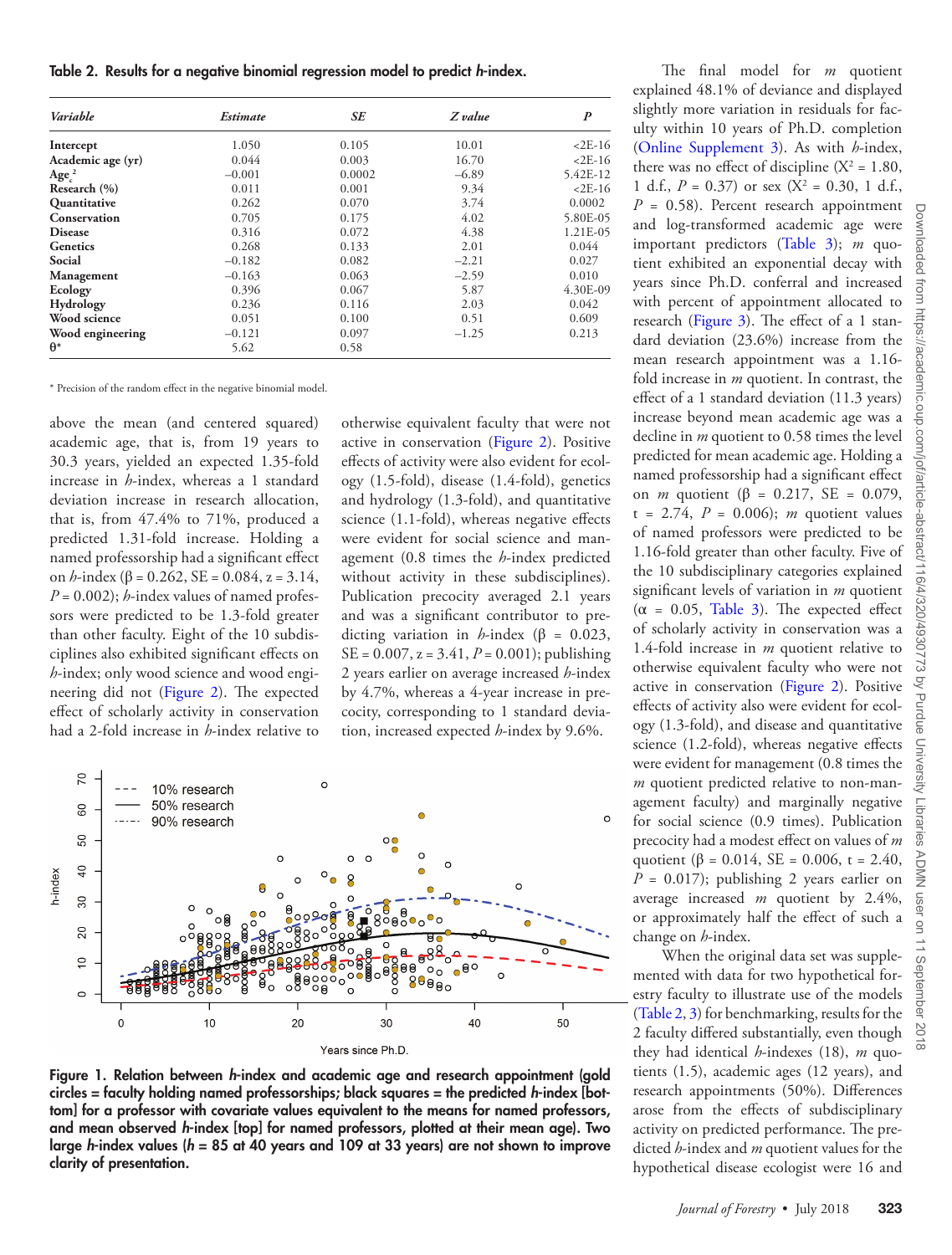**Table 2. Results for a negative binomial regression model to predict *h*-index.**

| *Variable* | *Estimate* | *SE* | *Z value* | *P* |
|---|---|---|---|---|
| **Intercept** | 1.050 | 0.105 | 10.01 | <2E-16 |
| **Academic age (yr)** | 0.044 | 0.003 | 16.70 | <2E-16 |
| **$Age_c^2$** | −0.001 | 0.0002 | −6.89 | 5.42E-12 |
| **Research (%)** | 0.011 | 0.001 | 9.34 | <2E-16 |
| **Quantitative** | 0.262 | 0.070 | 3.74 | 0.0002 |
| **Conservation** | 0.705 | 0.175 | 4.02 | 5.80E-05 |
| **Disease** | 0.316 | 0.072 | 4.38 | 1.21E-05 |
| **Genetics** | 0.268 | 0.133 | 2.01 | 0.044 |
| **Social** | −0.182 | 0.082 | −2.21 | 0.027 |
| **Management** | −0.163 | 0.063 | −2.59 | 0.010 |
| **Ecology** | 0.396 | 0.067 | 5.87 | 4.30E-09 |
| **Hydrology** | 0.236 | 0.116 | 2.03 | 0.042 |
| **Wood science** | 0.051 | 0.100 | 0.51 | 0.609 |
| **Wood engineering** | −0.121 | 0.097 | −1.25 | 0.213 |
| **θ*** | 5.62 | 0.58 | | |

* Precision of the random effect in the negative binomial model.

above the mean (and centered squared) academic age, that is, from 19 years to 30.3 years, yielded an expected 1.35-fold increase in *h*-index, whereas a 1 standard deviation increase in research allocation, that is, from 47.4% to 71%, produced a predicted 1.31-fold increase. Holding a named professorship had a significant effect on *h*-index ($\beta$ = 0.262, SE = 0.084, z = 3.14, $P$ = 0.002); *h*-index values of named professors were predicted to be 1.3-fold greater than other faculty. Eight of the 10 subdisciplines also exhibited significant effects on *h*-index; only wood science and wood engineering did not (Figure 2). The expected effect of scholarly activity in conservation had a 2-fold increase in *h*-index relative to otherwise equivalent faculty that were not active in conservation (Figure 2). Positive effects of activity were also evident for ecology (1.5-fold), disease (1.4-fold), genetics and hydrology (1.3-fold), and quantitative science (1.1-fold), whereas negative effects were evident for social science and management (0.8 times the *h*-index predicted without activity in these subdisciplines). Publication precocity averaged 2.1 years and was a significant contributor to predicting variation in *h*-index ($\beta$ = 0.023, SE = 0.007, z = 3.41, $P$ = 0.001); publishing 2 years earlier on average increased *h*-index by 4.7%, whereas a 4-year increase in precocity, corresponding to 1 standard deviation, increased expected *h*-index by 9.6%.

**Figure 1. Relation between *h*-index and academic age and research appointment (gold circles = faculty holding named professorships; black squares = the predicted *h*-index [bottom] for a professor with covariate values equivalent to the means for named professors, and mean observed *h*-index [top] for named professors, plotted at their mean age). Two large *h*-index values (*h* = 85 at 40 years and 109 at 33 years) are not shown to improve clarity of presentation.**

The final model for *m* quotient explained 48.1% of deviance and displayed slightly more variation in residuals for faculty within 10 years of Ph.D. completion (Online Supplement 3). As with *h*-index, there was no effect of discipline ($X^2$ = 1.80, 1 d.f., $P$ = 0.37) or sex ($X^2$ = 0.30, 1 d.f., $P$ = 0.58). Percent research appointment and log-transformed academic age were important predictors (Table 3); *m* quotient exhibited an exponential decay with years since Ph.D. conferral and increased with percent of appointment allocated to research (Figure 3). The effect of a 1 standard deviation (23.6%) increase from the mean research appointment was a 1.16-fold increase in *m* quotient. In contrast, the effect of a 1 standard deviation (11.3 years) increase beyond mean academic age was a decline in *m* quotient to 0.58 times the level predicted for mean academic age. Holding a named professorship had a significant effect on *m* quotient ($\beta$ = 0.217, SE = 0.079, t = 2.74, $P$ = 0.006); *m* quotient values of named professors were predicted to be 1.16-fold greater than other faculty. Five of the 10 subdisciplinary categories explained significant levels of variation in *m* quotient ($\alpha$ = 0.05, Table 3). The expected effect of scholarly activity in conservation was a 1.4-fold increase in *m* quotient relative to otherwise equivalent faculty who were not active in conservation (Figure 2). Positive effects of activity also were evident for ecology (1.3-fold), and disease and quantitative science (1.2-fold), whereas negative effects were evident for management (0.8 times the *m* quotient predicted relative to non-management faculty) and marginally negative for social science (0.9 times). Publication precocity had a modest effect on values of *m* quotient ($\beta$ = 0.014, SE = 0.006, t = 2.40, $P$ = 0.017); publishing 2 years earlier on average increased *m* quotient by 2.4%, or approximately half the effect of such a change on *h*-index.

When the original data set was supplemented with data for two hypothetical forestry faculty to illustrate use of the models (Table 2, 3) for benchmarking, results for the 2 faculty differed substantially, even though they had identical *h*-indexes (18), *m* quotients (1.5), academic ages (12 years), and research appointments (50%). Differences arose from the effects of subdisciplinary activity on predicted performance. The predicted *h*-index and *m* quotient values for the hypothetical disease ecologist were 16 and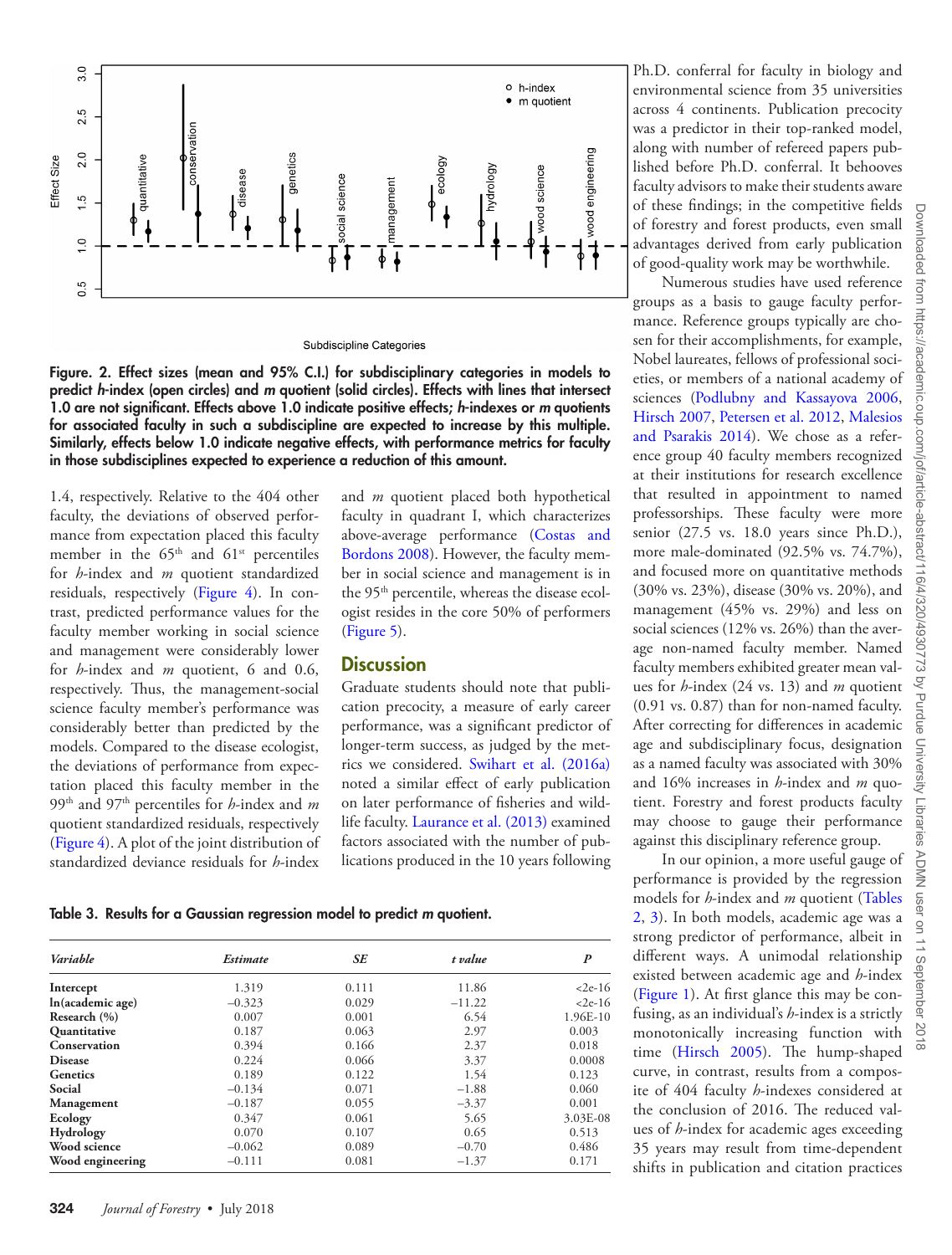Figure. 2. Effect sizes (mean and 95% C.I.) for subdisciplinary categories in models to predict *h*-index (open circles) and *m* quotient (solid circles). Effects with lines that intersect 1.0 are not significant. Effects above 1.0 indicate positive effects; *h*-indexes or *m* quotients for associated faculty in such a subdiscipline are expected to increase by this multiple. Similarly, effects below 1.0 indicate negative effects, with performance metrics for faculty in those subdisciplines expected to experience a reduction of this amount.

1.4, respectively. Relative to the 404 other faculty, the deviations of observed performance from expectation placed this faculty member in the 65th and 61st percentiles for *h*-index and *m* quotient standardized residuals, respectively (Figure 4). In contrast, predicted performance values for the faculty member working in social science and management were considerably lower for *h*-index and *m* quotient, 6 and 0.6, respectively. Thus, the management-social science faculty member's performance was considerably better than predicted by the models. Compared to the disease ecologist, the deviations of performance from expectation placed this faculty member in the 99th and 97th percentiles for *h*-index and *m* quotient standardized residuals, respectively (Figure 4). A plot of the joint distribution of standardized deviance residuals for *h*-index and *m* quotient placed both hypothetical faculty in quadrant I, which characterizes above-average performance (Costas and Bordons 2008). However, the faculty member in social science and management is in the 95th percentile, whereas the disease ecologist resides in the core 50% of performers (Figure 5).

## Discussion

Graduate students should note that publication precocity, a measure of early career performance, was a significant predictor of longer-term success, as judged by the metrics we considered. Swihart et al. (2016a) noted a similar effect of early publication on later performance of fisheries and wildlife faculty. Laurance et al. (2013) examined factors associated with the number of publications produced in the 10 years following Ph.D. conferral for faculty in biology and environmental science from 35 universities across 4 continents. Publication precocity was a predictor in their top-ranked model, along with number of refereed papers published before Ph.D. conferral. It behooves faculty advisors to make their students aware of these findings; in the competitive fields of forestry and forest products, even small advantages derived from early publication of good-quality work may be worthwhile.

Numerous studies have used reference groups as a basis to gauge faculty performance. Reference groups typically are chosen for their accomplishments, for example, Nobel laureates, fellows of professional societies, or members of a national academy of sciences (Podlubny and Kassayova 2006, Hirsch 2007, Petersen et al. 2012, Malesios and Psarakis 2014). We chose as a reference group 40 faculty members recognized at their institutions for research excellence that resulted in appointment to named professorships. These faculty were more senior (27.5 vs. 18.0 years since Ph.D.), more male-dominated (92.5% vs. 74.7%), and focused more on quantitative methods (30% vs. 23%), disease (30% vs. 20%), and management (45% vs. 29%) and less on social sciences (12% vs. 26%) than the average non-named faculty member. Named faculty members exhibited greater mean values for *h*-index (24 vs. 13) and *m* quotient (0.91 vs. 0.87) than for non-named faculty. After correcting for differences in academic age and subdisciplinary focus, designation as a named faculty was associated with 30% and 16% increases in *h*-index and *m* quotient. Forestry and forest products faculty may choose to gauge their performance against this disciplinary reference group.

In our opinion, a more useful gauge of performance is provided by the regression models for *h*-index and *m* quotient (Tables 2, 3). In both models, academic age was a strong predictor of performance, albeit in different ways. A unimodal relationship existed between academic age and *h*-index (Figure 1). At first glance this may be confusing, as an individual's *h*-index is a strictly monotonically increasing function with time (Hirsch 2005). The hump-shaped curve, in contrast, results from a composite of 404 faculty *h*-indexes considered at the conclusion of 2016. The reduced values of *h*-index for academic ages exceeding 35 years may result from time-dependent shifts in publication and citation practices

Table 3. Results for a Gaussian regression model to predict *m* quotient.

| *Variable* | *Estimate* | *SE* | *t value* | *P* |
|---|---|---|---|---|
| **Intercept** | 1.319 | 0.111 | 11.86 | <2e-16 |
| **ln(academic age)** | −0.323 | 0.029 | −11.22 | <2e-16 |
| **Research (%)** | 0.007 | 0.001 | 6.54 | 1.96E-10 |
| **Quantitative** | 0.187 | 0.063 | 2.97 | 0.003 |
| **Conservation** | 0.394 | 0.166 | 2.37 | 0.018 |
| **Disease** | 0.224 | 0.066 | 3.37 | 0.0008 |
| **Genetics** | 0.189 | 0.122 | 1.54 | 0.123 |
| **Social** | −0.134 | 0.071 | −1.88 | 0.060 |
| **Management** | −0.187 | 0.055 | −3.37 | 0.001 |
| **Ecology** | 0.347 | 0.061 | 5.65 | 3.03E-08 |
| **Hydrology** | 0.070 | 0.107 | 0.65 | 0.513 |
| **Wood science** | −0.062 | 0.089 | −0.70 | 0.486 |
| **Wood engineering** | −0.111 | 0.081 | −1.37 | 0.171 |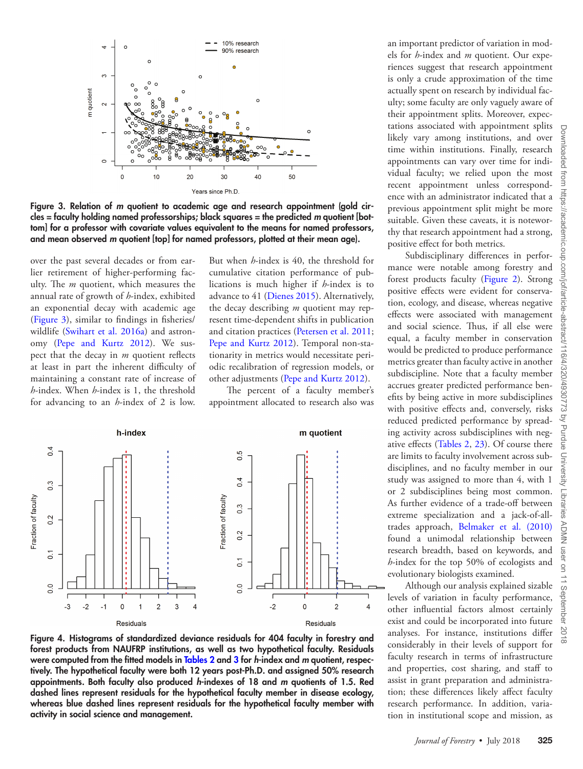**Figure 3. Relation of *m* quotient to academic age and research appointment (gold circles = faculty holding named professorships; black squares = the predicted *m* quotient [bottom] for a professor with covariate values equivalent to the means for named professors, and mean observed *m* quotient [top] for named professors, plotted at their mean age).**

over the past several decades or from earlier retirement of higher-performing faculty. The *m* quotient, which measures the annual rate of growth of *h*-index, exhibited an exponential decay with academic age (Figure 3), similar to findings in fisheries/wildlife (Swihart et al. 2016a) and astronomy (Pepe and Kurtz 2012). We suspect that the decay in *m* quotient reflects at least in part the inherent difficulty of maintaining a constant rate of increase of *h*-index. When *h*-index is 1, the threshold for advancing to an *h*-index of 2 is low. But when *h*-index is 40, the threshold for cumulative citation performance of publications is much higher if *h*-index is to advance to 41 (Dienes 2015). Alternatively, the decay describing *m* quotient may represent time-dependent shifts in publication and citation practices (Petersen et al. 2011; Pepe and Kurtz 2012). Temporal non-stationarity in metrics would necessitate periodic recalibration of regression models, or other adjustments (Pepe and Kurtz 2012).

The percent of a faculty member's appointment allocated to research also was an important predictor of variation in models for *h*-index and *m* quotient. Our experiences suggest that research appointment is only a crude approximation of the time actually spent on research by individual faculty; some faculty are only vaguely aware of their appointment splits. Moreover, expectations associated with appointment splits likely vary among institutions, and over time within institutions. Finally, research appointments can vary over time for individual faculty; we relied upon the most recent appointment unless correspondence with an administrator indicated that a previous appointment split might be more suitable. Given these caveats, it is noteworthy that research appointment had a strong, positive effect for both metrics.

**Figure 4. Histograms of standardized deviance residuals for 404 faculty in forestry and forest products from NAUFRP institutions, as well as two hypothetical faculty. Residuals were computed from the fitted models in Tables 2 and 3 for *h*-index and *m* quotient, respectively. The hypothetical faculty were both 12 years post-Ph.D. and assigned 50% research appointments. Both faculty also produced *h*-indexes of 18 and *m* quotients of 1.5. Red dashed lines represent residuals for the hypothetical faculty member in disease ecology, whereas blue dashed lines represent residuals for the hypothetical faculty member with activity in social science and management.**

Subdisciplinary differences in performance were notable among forestry and forest products faculty (Figure 2). Strong positive effects were evident for conservation, ecology, and disease, whereas negative effects were associated with management and social science. Thus, if all else were equal, a faculty member in conservation would be predicted to produce performance metrics greater than faculty active in another subdiscipline. Note that a faculty member accrues greater predicted performance benefits by being active in more subdisciplines with positive effects and, conversely, risks reduced predicted performance by spreading activity across subdisciplines with negative effects (Tables 2, 23). Of course there are limits to faculty involvement across subdisciplines, and no faculty member in our study was assigned to more than 4, with 1 or 2 subdisciplines being most common. As further evidence of a trade-off between extreme specialization and a jack-of-all-trades approach, Belmaker et al. (2010) found a unimodal relationship between research breadth, based on keywords, and *h*-index for the top 50% of ecologists and evolutionary biologists examined.

Although our analysis explained sizable levels of variation in faculty performance, other influential factors almost certainly exist and could be incorporated into future analyses. For instance, institutions differ considerably in their levels of support for faculty research in terms of infrastructure and properties, cost sharing, and staff to assist in grant preparation and administration; these differences likely affect faculty research performance. In addition, variation in institutional scope and mission, as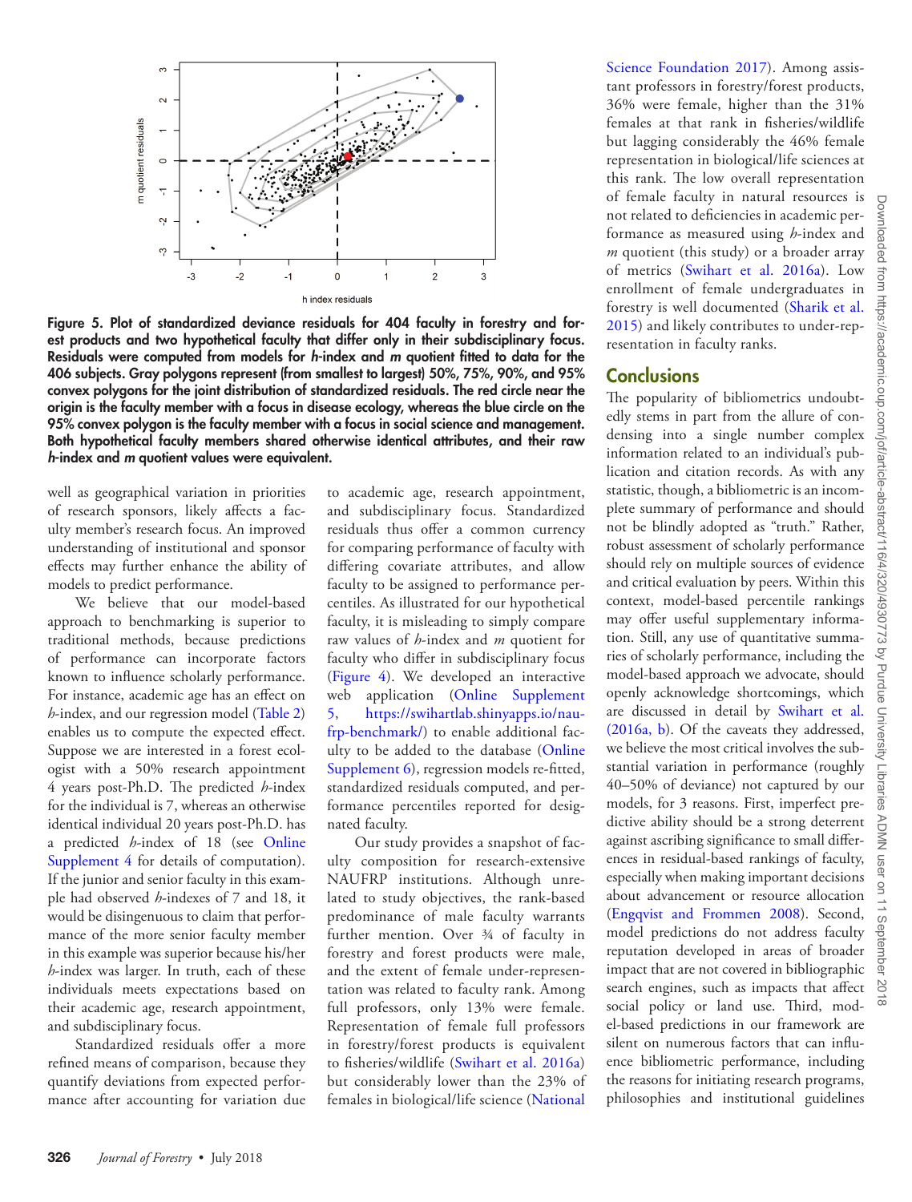Figure 5. Plot of standardized deviance residuals for 404 faculty in forestry and forest products and two hypothetical faculty that differ only in their subdisciplinary focus. Residuals were computed from models for *h*-index and *m* quotient fitted to data for the 406 subjects. Gray polygons represent (from smallest to largest) 50%, 75%, 90%, and 95% convex polygons for the joint distribution of standardized residuals. The red circle near the origin is the faculty member with a focus in disease ecology, whereas the blue circle on the 95% convex polygon is the faculty member with a focus in social science and management. Both hypothetical faculty members shared otherwise identical attributes, and their raw *h*-index and *m* quotient values were equivalent.

well as geographical variation in priorities of research sponsors, likely affects a faculty member's research focus. An improved understanding of institutional and sponsor effects may further enhance the ability of models to predict performance.

We believe that our model-based approach to benchmarking is superior to traditional methods, because predictions of performance can incorporate factors known to influence scholarly performance. For instance, academic age has an effect on *h*-index, and our regression model (Table 2) enables us to compute the expected effect. Suppose we are interested in a forest ecologist with a 50% research appointment 4 years post-Ph.D. The predicted *h*-index for the individual is 7, whereas an otherwise identical individual 20 years post-Ph.D. has a predicted *h*-index of 18 (see Online Supplement 4 for details of computation). If the junior and senior faculty in this example had observed *h*-indexes of 7 and 18, it would be disingenuous to claim that performance of the more senior faculty member was superior because his/her *h*-index was larger. In truth, each of these individuals meets expectations based on their academic age, research appointment, and subdisciplinary focus.

Standardized residuals offer a more refined means of comparison, because they quantify deviations from expected performance after accounting for variation due to academic age, research appointment, and subdisciplinary focus. Standardized residuals thus offer a common currency for comparing performance of faculty with differing covariate attributes, and allow faculty to be assigned to performance percentiles. As illustrated for our hypothetical faculty, it is misleading to simply compare raw values of *h*-index and *m* quotient for faculty who differ in subdisciplinary focus (Figure 4). We developed an interactive web application (Online Supplement 5, https://swihartlab.shinyapps.io/nau-frp-benchmark/) to enable additional faculty to be added to the database (Online Supplement 6), regression models re-fitted, standardized residuals computed, and performance percentiles reported for designated faculty.

Our study provides a snapshot of faculty composition for research-extensive NAUFRP institutions. Although unrelated to study objectives, the rank-based predominance of male faculty warrants further mention. Over ¾ of faculty in forestry and forest products were male, and the extent of female under-representation was related to faculty rank. Among full professors, only 13% were female. Representation of female full professors in forestry/forest products is equivalent to fisheries/wildlife (Swihart et al. 2016a) but considerably lower than the 23% of females in biological/life science (National Science Foundation 2017). Among assistant professors in forestry/forest products, 36% were female, higher than the 31% females at that rank in fisheries/wildlife but lagging considerably the 46% female representation in biological/life sciences at this rank. The low overall representation of female faculty in natural resources is not related to deficiencies in academic performance as measured using *h*-index and *m* quotient (this study) or a broader array of metrics (Swihart et al. 2016a). Low enrollment of female undergraduates in forestry is well documented (Sharik et al. 2015) and likely contributes to under-representation in faculty ranks.

## Conclusions

The popularity of bibliometrics undoubtedly stems in part from the allure of condensing into a single number complex information related to an individual's publication and citation records. As with any statistic, though, a bibliometric is an incomplete summary of performance and should not be blindly adopted as "truth." Rather, robust assessment of scholarly performance should rely on multiple sources of evidence and critical evaluation by peers. Within this context, model-based percentile rankings may offer useful supplementary information. Still, any use of quantitative summaries of scholarly performance, including the model-based approach we advocate, should openly acknowledge shortcomings, which are discussed in detail by Swihart et al. (2016a, b). Of the caveats they addressed, we believe the most critical involves the substantial variation in performance (roughly 40–50% of deviance) not captured by our models, for 3 reasons. First, imperfect predictive ability should be a strong deterrent against ascribing significance to small differences in residual-based rankings of faculty, especially when making important decisions about advancement or resource allocation (Engqvist and Frommen 2008). Second, model predictions do not address faculty reputation developed in areas of broader impact that are not covered in bibliographic search engines, such as impacts that affect social policy or land use. Third, model-based predictions in our framework are silent on numerous factors that can influence bibliometric performance, including the reasons for initiating research programs, philosophies and institutional guidelines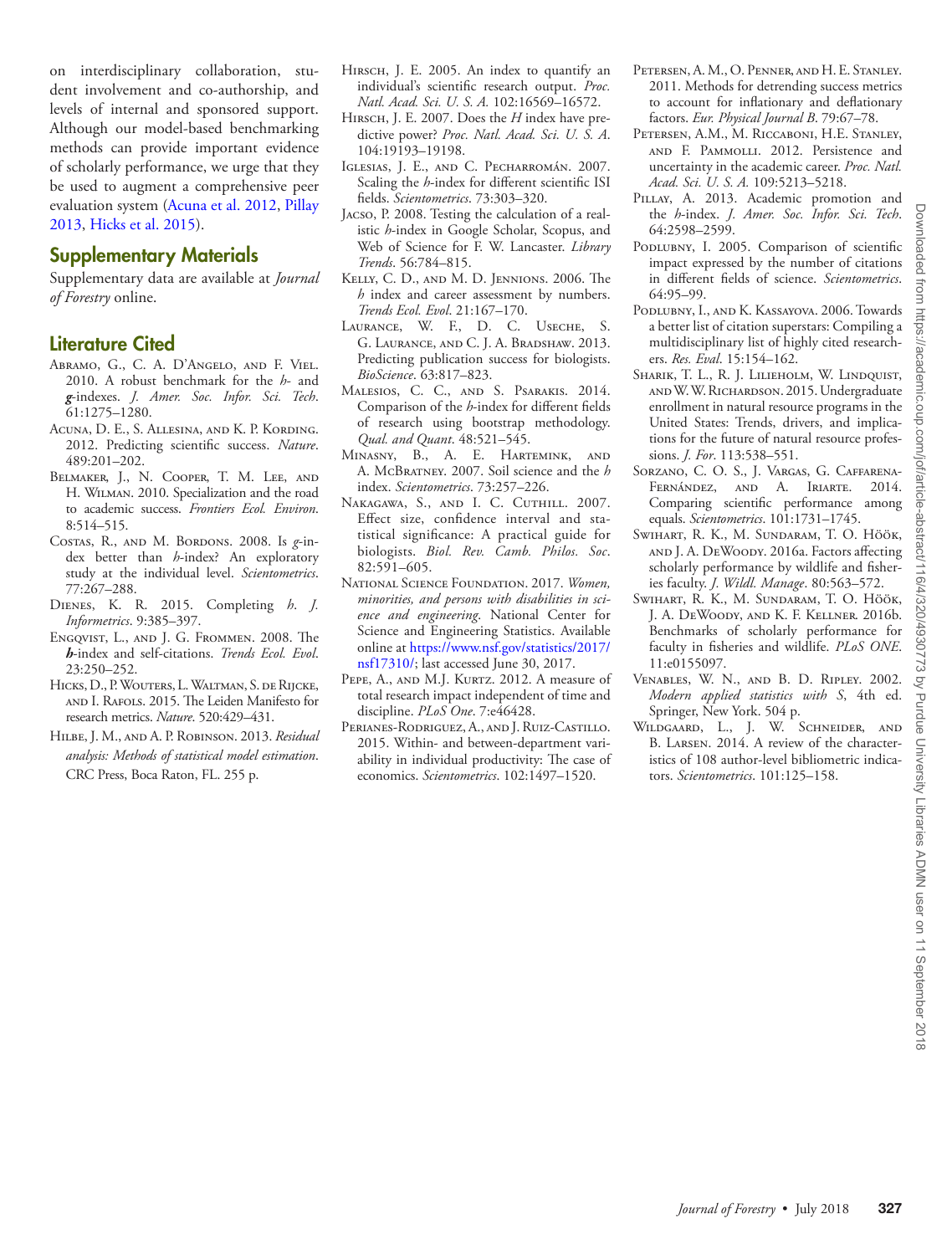on interdisciplinary collaboration, student involvement and co-authorship, and levels of internal and sponsored support. Although our model-based benchmarking methods can provide important evidence of scholarly performance, we urge that they be used to augment a comprehensive peer evaluation system (Acuna et al. 2012, Pillay 2013, Hicks et al. 2015).

## Supplementary Materials

Supplementary data are available at *Journal of Forestry* online.

## Literature Cited

Abramo, G., C. A. D'Angelo, and F. Viel. 2010. A robust benchmark for the *h*- and *g*-indexes. *J. Amer. Soc. Infor. Sci. Tech*. 61:1275–1280.

Acuna, D. E., S. Allesina, and K. P. Kording. 2012. Predicting scientific success. *Nature*. 489:201–202.

Belmaker, J., N. Cooper, T. M. Lee, and H. Wilman. 2010. Specialization and the road to academic success. *Frontiers Ecol. Environ*. 8:514–515.

Costas, R., and M. Bordons. 2008. Is *g*-index better than *h*-index? An exploratory study at the individual level. *Scientometrics*. 77:267–288.

Dienes, K. R. 2015. Completing *h*. *J. Informetrics*. 9:385–397.

Engqvist, L., and J. G. Frommen. 2008. The *h*-index and self-citations. *Trends Ecol. Evol*. 23:250–252.

Hicks, D., P. Wouters, L. Waltman, S. de Rijcke, and I. Rafols. 2015. The Leiden Manifesto for research metrics. *Nature*. 520:429–431.

Hilbe, J. M., and A. P. Robinson. 2013. *Residual analysis: Methods of statistical model estimation*. CRC Press, Boca Raton, FL. 255 p.

Hirsch, J. E. 2005. An index to quantify an individual's scientific research output. *Proc. Natl. Acad. Sci. U. S. A.* 102:16569–16572.

Hirsch, J. E. 2007. Does the *H* index have predictive power? *Proc. Natl. Acad. Sci. U. S. A*. 104:19193–19198.

Iglesias, J. E., and C. Pecharromán. 2007. Scaling the *h*-index for different scientific ISI fields. *Scientometrics*. 73:303–320.

Jacso, P. 2008. Testing the calculation of a realistic *h*-index in Google Scholar, Scopus, and Web of Science for F. W. Lancaster. *Library Trends*. 56:784–815.

Kelly, C. D., and M. D. Jennions. 2006. The *h* index and career assessment by numbers. *Trends Ecol. Evol*. 21:167–170.

Laurance, W. F., D. C. Useche, S. G. Laurance, and C. J. A. Bradshaw. 2013. Predicting publication success for biologists. *BioScience*. 63:817–823.

Malesios, C. C., and S. Psarakis. 2014. Comparison of the *h*-index for different fields of research using bootstrap methodology. *Qual. and Quant*. 48:521–545.

Minasny, B., A. E. Hartemink, and A. McBratney. 2007. Soil science and the *h* index. *Scientometrics*. 73:257–226.

Nakagawa, S., and I. C. Cuthill. 2007. Effect size, confidence interval and statistical significance: A practical guide for biologists. *Biol. Rev. Camb. Philos. Soc*. 82:591–605.

National Science Foundation. 2017. *Women, minorities, and persons with disabilities in science and engineering*. National Center for Science and Engineering Statistics. Available online at https://www.nsf.gov/statistics/2017/nsf17310/; last accessed June 30, 2017.

Pepe, A., and M.J. Kurtz. 2012. A measure of total research impact independent of time and discipline. *PLoS One*. 7:e46428.

Perianes-Rodriguez, A., and J. Ruiz-Castillo. 2015. Within- and between-department variability in individual productivity: The case of economics. *Scientometrics*. 102:1497–1520.

Petersen, A. M., O. Penner, and H. E. Stanley. 2011. Methods for detrending success metrics to account for inflationary and deflationary factors. *Eur. Physical Journal B*. 79:67–78.

Petersen, A.M., M. Riccaboni, H.E. Stanley, and F. Pammolli. 2012. Persistence and uncertainty in the academic career. *Proc. Natl. Acad. Sci. U. S. A.* 109:5213–5218.

Pillay, A. 2013. Academic promotion and the *h*-index. *J. Amer. Soc. Infor. Sci. Tech*. 64:2598–2599.

Podlubny, I. 2005. Comparison of scientific impact expressed by the number of citations in different fields of science. *Scientometrics*. 64:95–99.

Podlubny, I., and K. Kassayova. 2006. Towards a better list of citation superstars: Compiling a multidisciplinary list of highly cited researchers. *Res. Eval*. 15:154–162.

Sharik, T. L., R. J. Lilieholm, W. Lindquist, and W. W. Richardson. 2015. Undergraduate enrollment in natural resource programs in the United States: Trends, drivers, and implications for the future of natural resource professions. *J. For*. 113:538–551.

Sorzano, C. O. S., J. Vargas, G. Caffarena-Fernández, and A. Iriarte. 2014. Comparing scientific performance among equals. *Scientometrics*. 101:1731–1745.

Swihart, R. K., M. Sundaram, T. O. Höök, and J. A. DeWoody. 2016a. Factors affecting scholarly performance by wildlife and fisheries faculty. *J. Wildl. Manage*. 80:563–572.

Swihart, R. K., M. Sundaram, T. O. Höök, J. A. DeWoody, and K. F. Kellner. 2016b. Benchmarks of scholarly performance for faculty in fisheries and wildlife. *PLoS ONE*. 11:e0155097.

Venables, W. N., and B. D. Ripley. 2002. *Modern applied statistics with S*, 4th ed. Springer, New York. 504 p.

Wildgaard, L., J. W. Schneider, and B. Larsen. 2014. A review of the characteristics of 108 author-level bibliometric indicators. *Scientometrics*. 101:125–158.